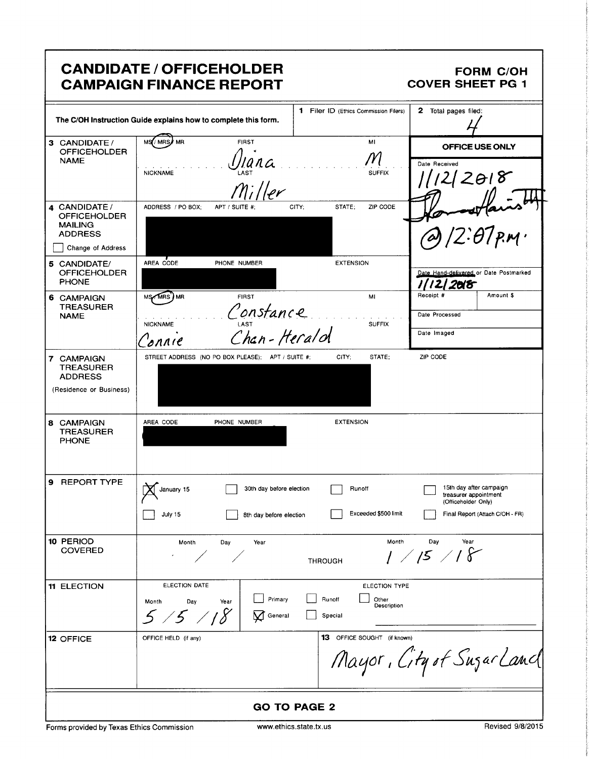# CANDIDATE / OFFICEHOLDER CAMPAIGN FINANCE REPORT

**FORM C/OH**
**COVER SHEET PG 1**

| | | | |
|---|---|---|---|
| The C/OH Instruction Guide explains how to complete this form. | | **1** Filer ID (Ethics Commission Filers) | **2** Total pages filed: 4 |
| **3 CANDIDATE / OFFICEHOLDER NAME** | MS / MRS / MR (MRS circled) FIRST: Diana MI: M NICKNAME: LAST: Miller SUFFIX: | | **OFFICE USE ONLY** Date Received: 1/12/2018 @12:07 P.M. |
| **4 CANDIDATE / OFFICEHOLDER MAILING ADDRESS** ☐ Change of Address | ADDRESS / PO BOX; APT / SUITE #; CITY; STATE; ZIP CODE [REDACTED] | | |
| **5 CANDIDATE/ OFFICEHOLDER PHONE** | AREA CODE PHONE NUMBER EXTENSION [REDACTED] | | Date Hand-delivered or Date Postmarked: 1/12/2018 |
| **6 CAMPAIGN TREASURER NAME** | MS / MRS / MR (MRS circled) FIRST: Constance MI: NICKNAME: Connie LAST: Chan-Herald SUFFIX: | | Receipt # / Amount $ / Date Processed / Date Imaged |
| **7 CAMPAIGN TREASURER ADDRESS** (Residence or Business) | STREET ADDRESS (NO PO BOX PLEASE); APT / SUITE #; CITY; STATE; ZIP CODE [REDACTED] | | |
| **8 CAMPAIGN TREASURER PHONE** | AREA CODE PHONE NUMBER EXTENSION [REDACTED] | | |

**9 REPORT TYPE**

- ☒ January 15
- ☐ July 15
- ☐ 30th day before election
- ☐ 8th day before election
- ☐ Runoff
- ☐ Exceeded $500 limit
- ☐ 15th day after campaign treasurer appointment (Officeholder Only)
- ☐ Final Report (Attach C/OH - FR)

**10 PERIOD COVERED**

Month / Day / Year: / / THROUGH Month / Day / Year: 1 / 15 / 18

**11 ELECTION**

ELECTION DATE — Month / Day / Year: 5 / 5 / 18

ELECTION TYPE:
- ☐ Primary
- ☒ General
- ☐ Runoff
- ☐ Special
- ☐ Other Description

**12 OFFICE**

OFFICE HELD (if any):

**13** OFFICE SOUGHT (if known): Mayor, City of Sugar Land

**GO TO PAGE 2**

Forms provided by Texas Ethics Commission — www.ethics.state.tx.us — Revised 9/8/2015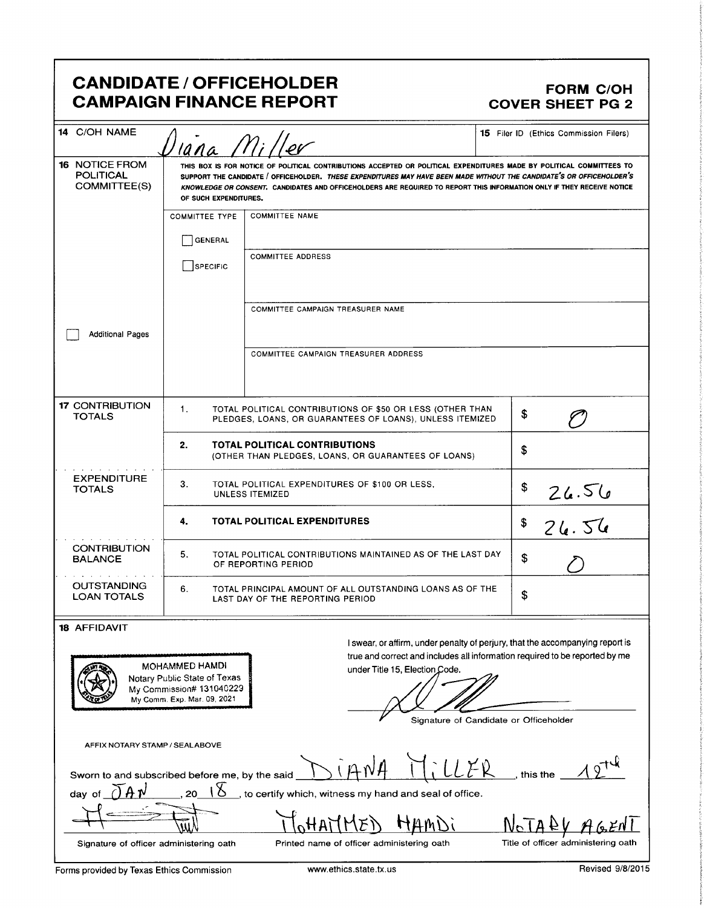# CANDIDATE / OFFICEHOLDER CAMPAIGN FINANCE REPORT

**FORM C/OH COVER SHEET PG 2**

| | | |
|---|---|---|
| **14** C/OH NAME | Diana Miller | **15** Filer ID (Ethics Commission Filers) |

**16** NOTICE FROM POLITICAL COMMITTEE(S)

THIS BOX IS FOR NOTICE OF POLITICAL CONTRIBUTIONS ACCEPTED OR POLITICAL EXPENDITURES MADE BY POLITICAL COMMITTEES TO SUPPORT THE CANDIDATE / OFFICEHOLDER. *THESE EXPENDITURES MAY HAVE BEEN MADE WITHOUT THE CANDIDATE'S OR OFFICEHOLDER'S KNOWLEDGE OR CONSENT.* CANDIDATES AND OFFICEHOLDERS ARE REQUIRED TO REPORT THIS INFORMATION ONLY IF THEY RECEIVE NOTICE OF SUCH EXPENDITURES.

| COMMITTEE TYPE | |
|---|---|
| ☐ GENERAL | COMMITTEE NAME |
| ☐ SPECIFIC | COMMITTEE ADDRESS |
| | COMMITTEE CAMPAIGN TREASURER NAME |
| | COMMITTEE CAMPAIGN TREASURER ADDRESS |

☐ Additional Pages

| | | | |
|---|---|---|---|
| **17** CONTRIBUTION TOTALS | 1. | TOTAL POLITICAL CONTRIBUTIONS OF $50 OR LESS (OTHER THAN PLEDGES, LOANS, OR GUARANTEES OF LOANS), UNLESS ITEMIZED | $ 0 |
| | **2.** | **TOTAL POLITICAL CONTRIBUTIONS** (OTHER THAN PLEDGES, LOANS, OR GUARANTEES OF LOANS) | $ |
| EXPENDITURE TOTALS | 3. | TOTAL POLITICAL EXPENDITURES OF $100 OR LESS, UNLESS ITEMIZED | $ 26.56 |
| | **4.** | **TOTAL POLITICAL EXPENDITURES** | $ 26.56 |
| CONTRIBUTION BALANCE | 5. | TOTAL POLITICAL CONTRIBUTIONS MAINTAINED AS OF THE LAST DAY OF REPORTING PERIOD | $ 0 |
| OUTSTANDING LOAN TOTALS | 6. | TOTAL PRINCIPAL AMOUNT OF ALL OUTSTANDING LOANS AS OF THE LAST DAY OF THE REPORTING PERIOD | $ |

**18** AFFIDAVIT

MOHAMMED HAMDI
Notary Public State of Texas
My Commission# 131040229
My Comm. Exp. Mar. 09, 2021

I swear, or affirm, under penalty of perjury, that the accompanying report is true and correct and includes all information required to be reported by me under Title 15, Election Code.

[Signature]
Signature of Candidate or Officeholder

AFFIX NOTARY STAMP / SEALABOVE

Sworn to and subscribed before me, by the said DIANA MILLER, this the 12TH day of JAN, 20 18, to certify which, witness my hand and seal of office.

| [Signature] | MOHAMMED HAMDI | NOTARY AGENT |
|---|---|---|
| Signature of officer administering oath | Printed name of officer administering oath | Title of officer administering oath |

Forms provided by Texas Ethics Commission www.ethics.state.tx.us Revised 9/8/2015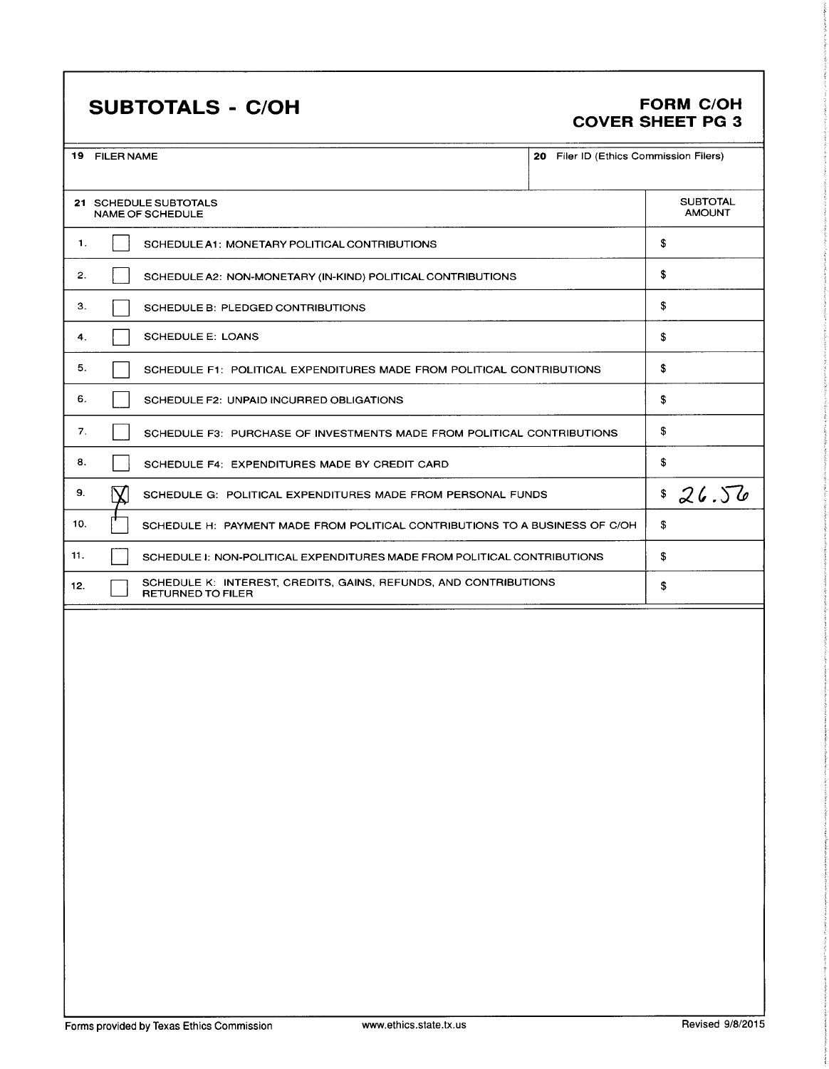# SUBTOTALS - C/OH

**FORM C/OH**
**COVER SHEET PG 3**

| 19 FILER NAME | 20 Filer ID (Ethics Commission Filers) |
|---|---|
| | |

| | | 21 SCHEDULE SUBTOTALS NAME OF SCHEDULE | SUBTOTAL AMOUNT |
|---|---|---|---|
| 1. | [ ] | SCHEDULE A1: MONETARY POLITICAL CONTRIBUTIONS | $ |
| 2. | [ ] | SCHEDULE A2: NON-MONETARY (IN-KIND) POLITICAL CONTRIBUTIONS | $ |
| 3. | [ ] | SCHEDULE B: PLEDGED CONTRIBUTIONS | $ |
| 4. | [ ] | SCHEDULE E: LOANS | $ |
| 5. | [ ] | SCHEDULE F1: POLITICAL EXPENDITURES MADE FROM POLITICAL CONTRIBUTIONS | $ |
| 6. | [ ] | SCHEDULE F2: UNPAID INCURRED OBLIGATIONS | $ |
| 7. | [ ] | SCHEDULE F3: PURCHASE OF INVESTMENTS MADE FROM POLITICAL CONTRIBUTIONS | $ |
| 8. | [ ] | SCHEDULE F4: EXPENDITURES MADE BY CREDIT CARD | $ |
| 9. | [X] | SCHEDULE G: POLITICAL EXPENDITURES MADE FROM PERSONAL FUNDS | $ 26.56 |
| 10. | [ ] | SCHEDULE H: PAYMENT MADE FROM POLITICAL CONTRIBUTIONS TO A BUSINESS OF C/OH | $ |
| 11. | [ ] | SCHEDULE I: NON-POLITICAL EXPENDITURES MADE FROM POLITICAL CONTRIBUTIONS | $ |
| 12. | [ ] | SCHEDULE K: INTEREST, CREDITS, GAINS, REFUNDS, AND CONTRIBUTIONS RETURNED TO FILER | $ |

Forms provided by Texas Ethics Commission    www.ethics.state.tx.us    Revised 9/8/2015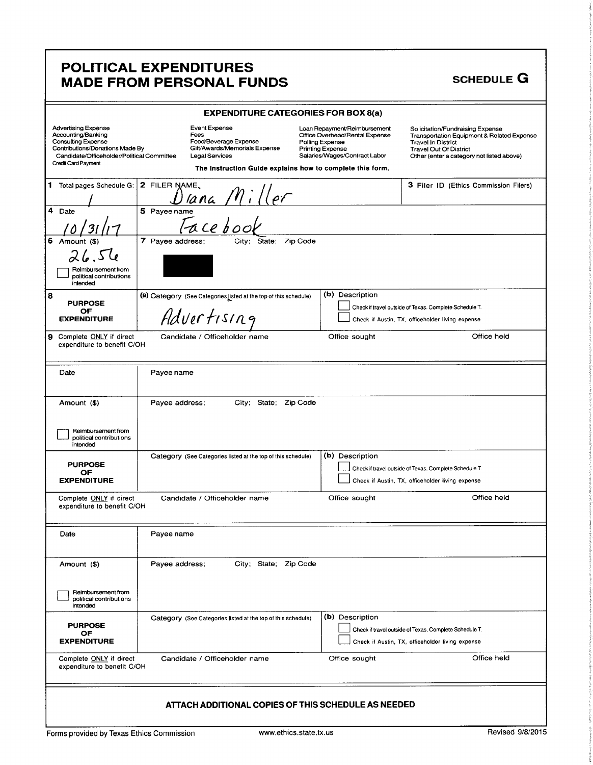# POLITICAL EXPENDITURES MADE FROM PERSONAL FUNDS

## SCHEDULE G

### EXPENDITURE CATEGORIES FOR BOX 8(a)

| | | | |
|---|---|---|---|
| Advertising Expense | Event Expense | Loan Repayment/Reimbursement | Solicitation/Fundraising Expense |
| Accounting/Banking | Fees | Office Overhead/Rental Expense | Transportation Equipment & Related Expense |
| Consulting Expense | Food/Beverage Expense | Polling Expense | Travel In District |
| Contributions/Donations Made By Candidate/Officeholder/Political Committee | Gift/Awards/Memorials Expense | Printing Expense | Travel Out Of District |
| Credit Card Payment | Legal Services | Salaries/Wages/Contract Labor | Other (enter a category not listed above) |

**The Instruction Guide explains how to complete this form.**

| | | | |
|---|---|---|---|
| 1 Total pages Schedule G: 1 | 2 FILER NAME: Diana Miller | | 3 Filer ID (Ethics Commission Filers) |
| 4 Date: 10/31/17 | 5 Payee name: Facebook | | |
| 6 Amount ($): 26.56 ☐ Reimbursement from political contributions intended | 7 Payee address; City; State; Zip Code: [REDACTED] | | |
| 8 **PURPOSE OF EXPENDITURE** | (a) Category (See Categories listed at the top of this schedule): Advertising | (b) Description ☐ Check if travel outside of Texas. Complete Schedule T. ☐ Check if Austin, TX, officeholder living expense | |
| 9 Complete ONLY if direct expenditure to benefit C/OH | Candidate / Officeholder name | Office sought | Office held |

| | | | |
|---|---|---|---|
| Date | Payee name | | |
| Amount ($) ☐ Reimbursement from political contributions intended | Payee address; City; State; Zip Code | | |
| **PURPOSE OF EXPENDITURE** | Category (See Categories listed at the top of this schedule) | (b) Description ☐ Check if travel outside of Texas. Complete Schedule T. ☐ Check if Austin, TX, officeholder living expense | |
| Complete ONLY if direct expenditure to benefit C/OH | Candidate / Officeholder name | Office sought | Office held |

| | | | |
|---|---|---|---|
| Date | Payee name | | |
| Amount ($) ☐ Reimbursement from political contributions intended | Payee address; City; State; Zip Code | | |
| **PURPOSE OF EXPENDITURE** | Category (See Categories listed at the top of this schedule) | (b) Description ☐ Check if travel outside of Texas. Complete Schedule T. ☐ Check if Austin, TX, officeholder living expense | |
| Complete ONLY if direct expenditure to benefit C/OH | Candidate / Officeholder name | Office sought | Office held |

**ATTACH ADDITIONAL COPIES OF THIS SCHEDULE AS NEEDED**

Forms provided by Texas Ethics Commission    www.ethics.state.tx.us    Revised 9/8/2015